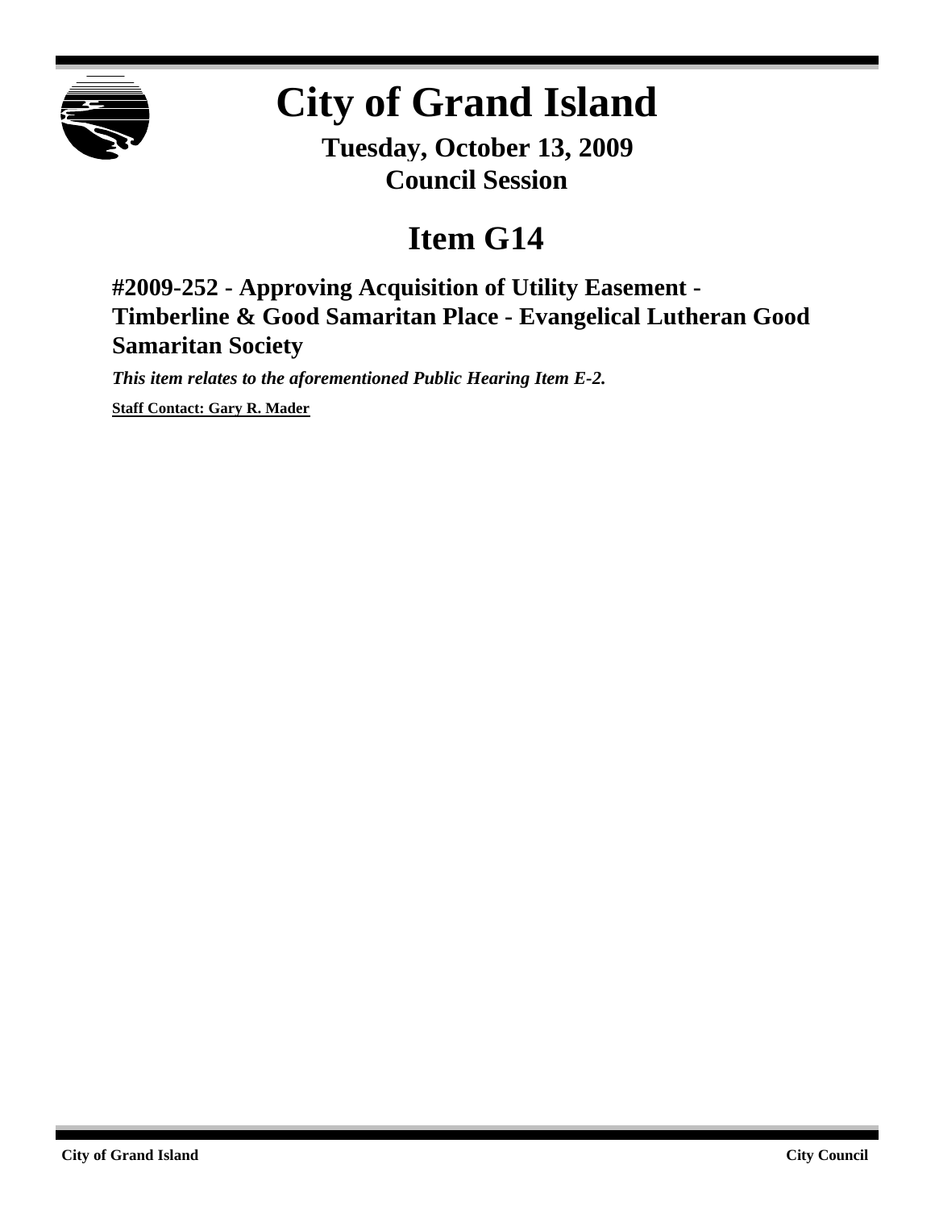# City of Grand Island

**Tuesday, October 13, 2009**
**Council Session**

## Item G14

### #2009-252 - Approving Acquisition of Utility Easement - Timberline & Good Samaritan Place - Evangelical Lutheran Good Samaritan Society

***This item relates to the aforementioned Public Hearing Item E-2.***

**Staff Contact: Gary R. Mader**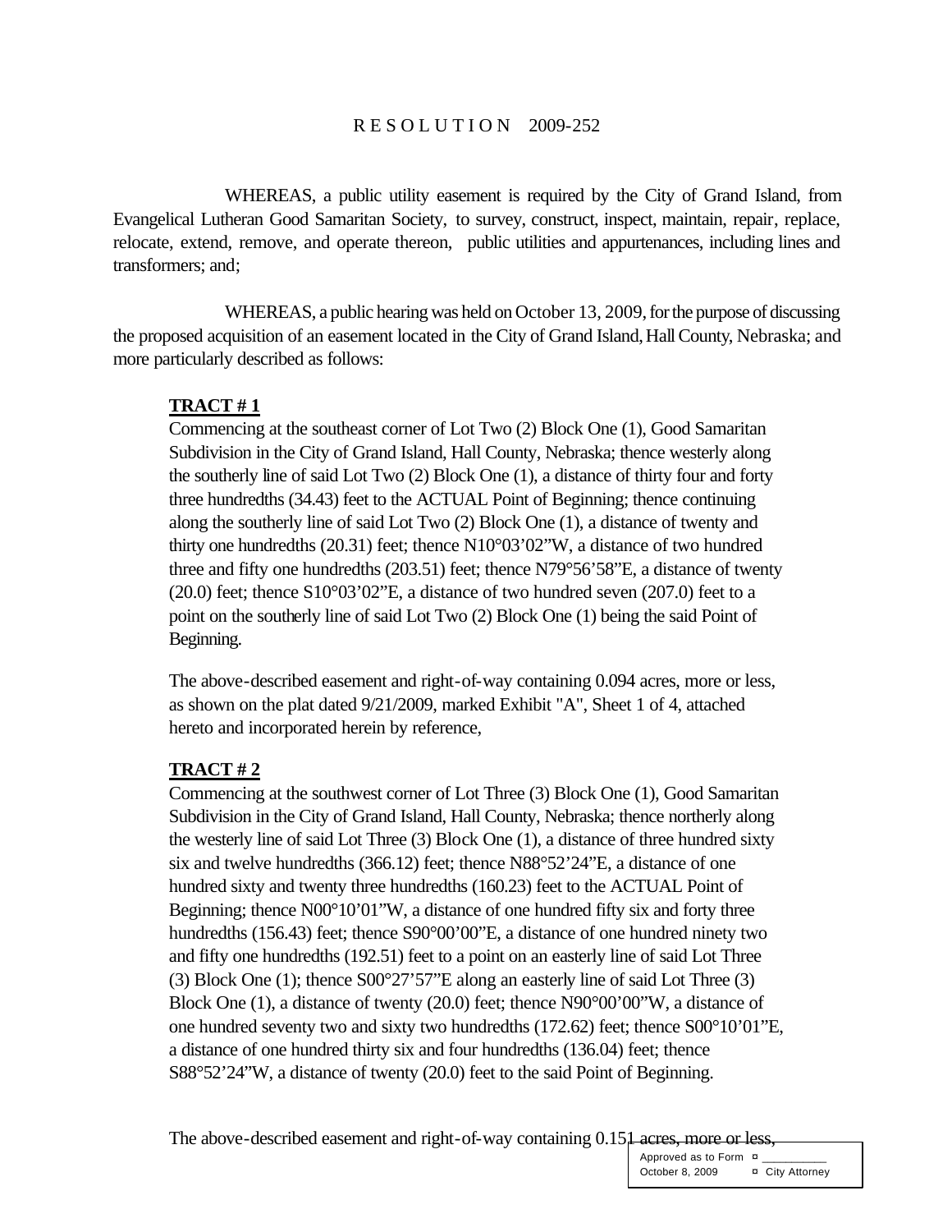R E S O L U T I O N 2009-252

WHEREAS, a public utility easement is required by the City of Grand Island, from Evangelical Lutheran Good Samaritan Society, to survey, construct, inspect, maintain, repair, replace, relocate, extend, remove, and operate thereon, public utilities and appurtenances, including lines and transformers; and;

WHEREAS, a public hearing was held on October 13, 2009, for the purpose of discussing the proposed acquisition of an easement located in the City of Grand Island, Hall County, Nebraska; and more particularly described as follows:

**TRACT # 1**

Commencing at the southeast corner of Lot Two (2) Block One (1), Good Samaritan Subdivision in the City of Grand Island, Hall County, Nebraska; thence westerly along the southerly line of said Lot Two (2) Block One (1), a distance of thirty four and forty three hundredths (34.43) feet to the ACTUAL Point of Beginning; thence continuing along the southerly line of said Lot Two (2) Block One (1), a distance of twenty and thirty one hundredths (20.31) feet; thence N10°03'02"W, a distance of two hundred three and fifty one hundredths (203.51) feet; thence N79°56'58"E, a distance of twenty (20.0) feet; thence S10°03'02"E, a distance of two hundred seven (207.0) feet to a point on the southerly line of said Lot Two (2) Block One (1) being the said Point of Beginning.

The above-described easement and right-of-way containing 0.094 acres, more or less, as shown on the plat dated 9/21/2009, marked Exhibit "A", Sheet 1 of 4, attached hereto and incorporated herein by reference,

**TRACT # 2**

Commencing at the southwest corner of Lot Three (3) Block One (1), Good Samaritan Subdivision in the City of Grand Island, Hall County, Nebraska; thence northerly along the westerly line of said Lot Three (3) Block One (1), a distance of three hundred sixty six and twelve hundredths (366.12) feet; thence N88°52'24"E, a distance of one hundred sixty and twenty three hundredths (160.23) feet to the ACTUAL Point of Beginning; thence N00°10'01"W, a distance of one hundred fifty six and forty three hundredths (156.43) feet; thence S90°00'00"E, a distance of one hundred ninety two and fifty one hundredths (192.51) feet to a point on an easterly line of said Lot Three (3) Block One (1); thence S00°27'57"E along an easterly line of said Lot Three (3) Block One (1), a distance of twenty (20.0) feet; thence N90°00'00"W, a distance of one hundred seventy two and sixty two hundredths (172.62) feet; thence S00°10'01"E, a distance of one hundred thirty six and four hundredths (136.04) feet; thence S88°52'24"W, a distance of twenty (20.0) feet to the said Point of Beginning.

The above-described easement and right-of-way containing 0.151 acres, more or less,

Approved as to Form ¤ ___________
October 8, 2009 ¤ City Attorney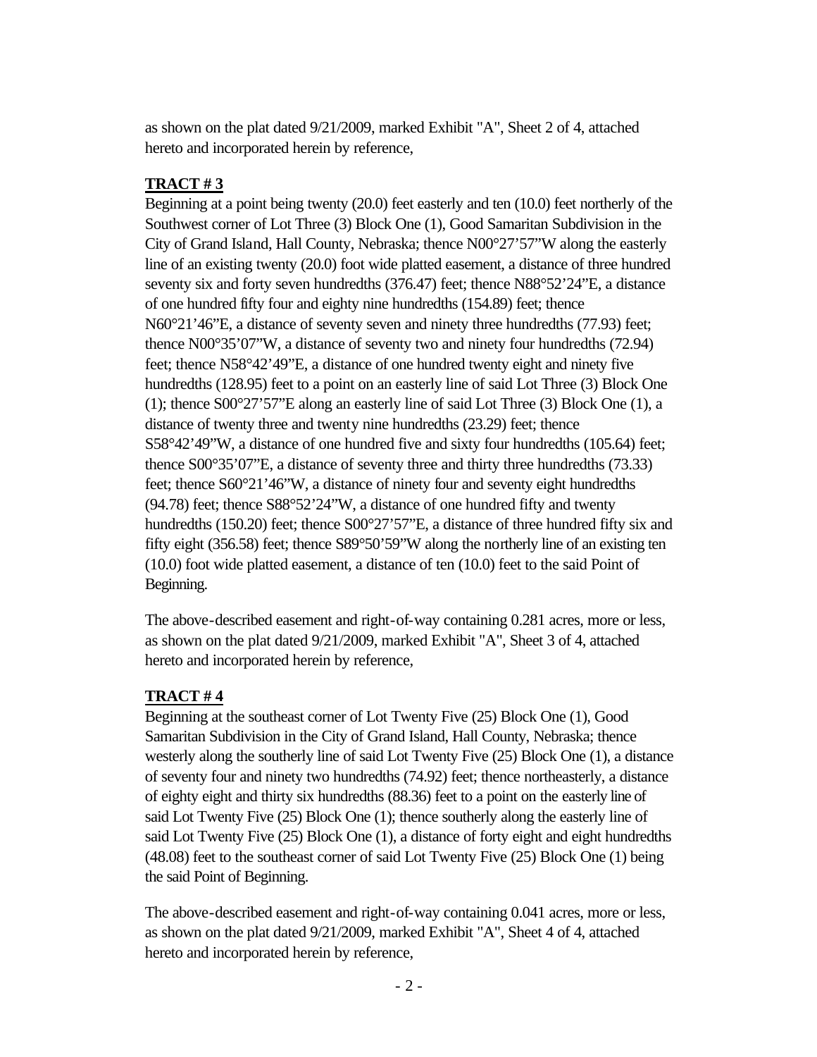as shown on the plat dated 9/21/2009, marked Exhibit "A", Sheet 2 of 4, attached hereto and incorporated herein by reference,

**TRACT # 3**

Beginning at a point being twenty (20.0) feet easterly and ten (10.0) feet northerly of the Southwest corner of Lot Three (3) Block One (1), Good Samaritan Subdivision in the City of Grand Island, Hall County, Nebraska; thence N00°27'57"W along the easterly line of an existing twenty (20.0) foot wide platted easement, a distance of three hundred seventy six and forty seven hundredths (376.47) feet; thence N88°52'24"E, a distance of one hundred fifty four and eighty nine hundredths (154.89) feet; thence N60°21'46"E, a distance of seventy seven and ninety three hundredths (77.93) feet; thence N00°35'07"W, a distance of seventy two and ninety four hundredths (72.94) feet; thence N58°42'49"E, a distance of one hundred twenty eight and ninety five hundredths (128.95) feet to a point on an easterly line of said Lot Three (3) Block One (1); thence S00°27'57"E along an easterly line of said Lot Three (3) Block One (1), a distance of twenty three and twenty nine hundredths (23.29) feet; thence S58°42'49"W, a distance of one hundred five and sixty four hundredths (105.64) feet; thence S00°35'07"E, a distance of seventy three and thirty three hundredths (73.33) feet; thence S60°21'46"W, a distance of ninety four and seventy eight hundredths (94.78) feet; thence S88°52'24"W, a distance of one hundred fifty and twenty hundredths (150.20) feet; thence S00°27'57"E, a distance of three hundred fifty six and fifty eight (356.58) feet; thence S89°50'59"W along the northerly line of an existing ten (10.0) foot wide platted easement, a distance of ten (10.0) feet to the said Point of Beginning.

The above-described easement and right-of-way containing 0.281 acres, more or less, as shown on the plat dated 9/21/2009, marked Exhibit "A", Sheet 3 of 4, attached hereto and incorporated herein by reference,

**TRACT # 4**

Beginning at the southeast corner of Lot Twenty Five (25) Block One (1), Good Samaritan Subdivision in the City of Grand Island, Hall County, Nebraska; thence westerly along the southerly line of said Lot Twenty Five (25) Block One (1), a distance of seventy four and ninety two hundredths (74.92) feet; thence northeasterly, a distance of eighty eight and thirty six hundredths (88.36) feet to a point on the easterly line of said Lot Twenty Five (25) Block One (1); thence southerly along the easterly line of said Lot Twenty Five (25) Block One (1), a distance of forty eight and eight hundredths (48.08) feet to the southeast corner of said Lot Twenty Five (25) Block One (1) being the said Point of Beginning.

The above-described easement and right-of-way containing 0.041 acres, more or less, as shown on the plat dated 9/21/2009, marked Exhibit "A", Sheet 4 of 4, attached hereto and incorporated herein by reference,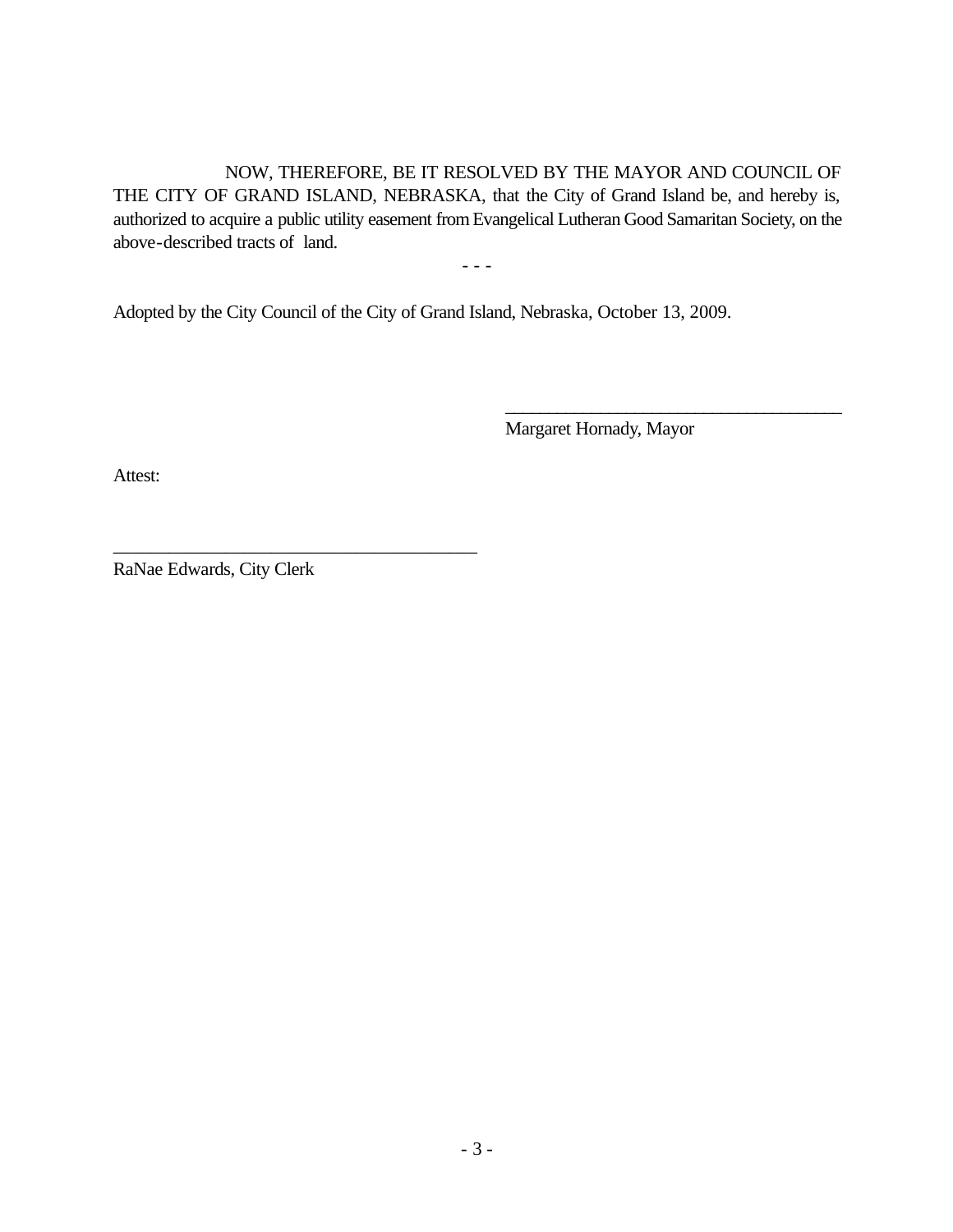NOW, THEREFORE, BE IT RESOLVED BY THE MAYOR AND COUNCIL OF THE CITY OF GRAND ISLAND, NEBRASKA, that the City of Grand Island be, and hereby is, authorized to acquire a public utility easement from Evangelical Lutheran Good Samaritan Society, on the above-described tracts of land.

- - -

Adopted by the City Council of the City of Grand Island, Nebraska, October 13, 2009.

\_\_\_\_\_\_\_\_\_\_\_\_\_\_\_\_\_\_\_\_\_\_\_\_\_\_\_\_\_\_\_\_\_\_\_\_\_\_

Margaret Hornady, Mayor

Attest:

\_\_\_\_\_\_\_\_\_\_\_\_\_\_\_\_\_\_\_\_\_\_\_\_\_\_\_\_\_\_\_\_\_\_\_\_\_\_

RaNae Edwards, City Clerk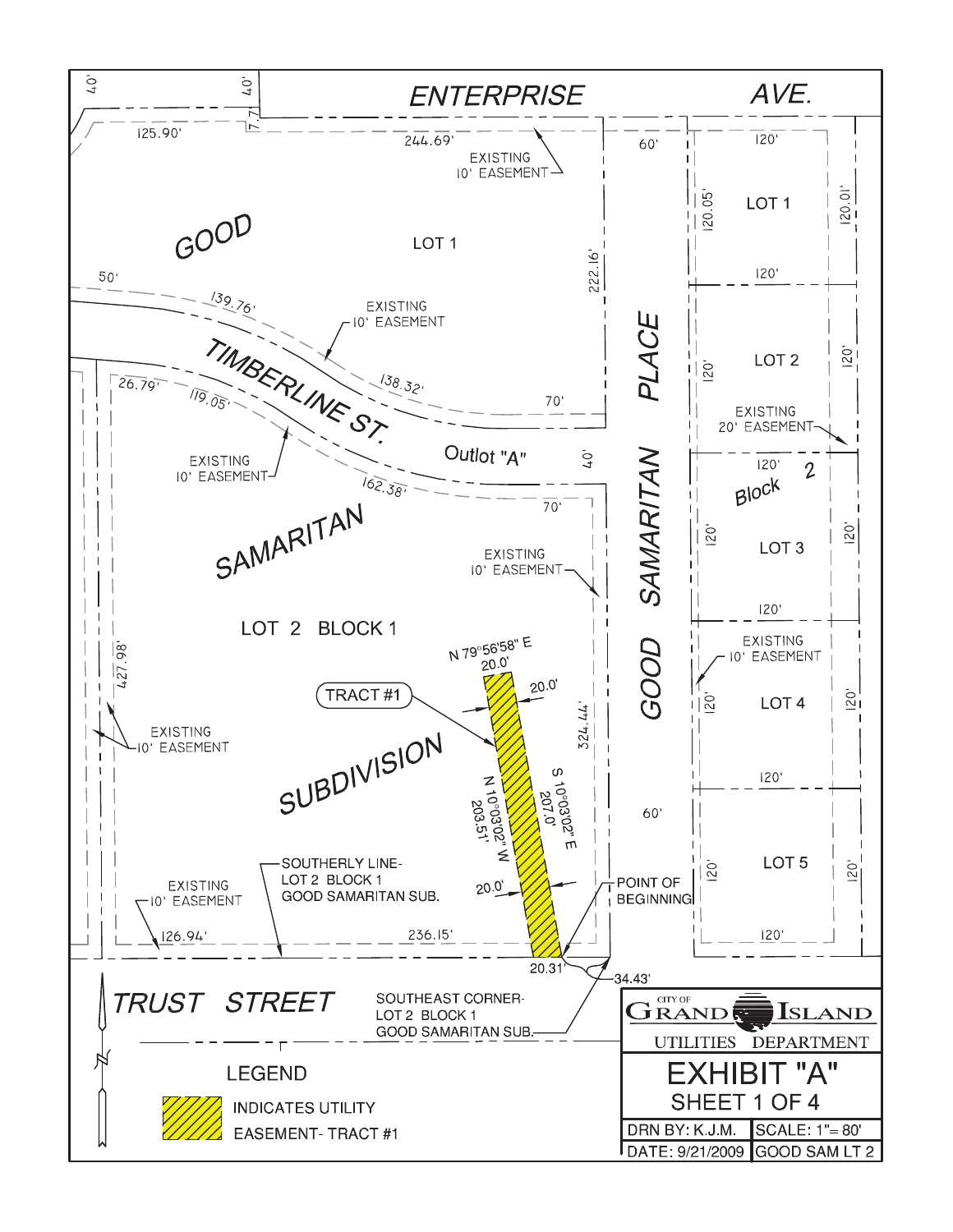ENTERPRISE AVE.

40' 40'

125.90' 244.69' 7.7'

EXISTING 10' EASEMENT

60'

GOOD

LOT 1

222.16'

50'

139.76'

EXISTING 10' EASEMENT

TIMBERLINE ST.

138.32'

70'

26.79' 119.05'

EXISTING 10' EASEMENT

Outlot "A"

40'

162.38'

70'

SAMARITAN

EXISTING 10' EASEMENT

LOT 2 BLOCK 1

N 79°56'58" E 20.0'

20.0'

TRACT #1

427.98'

324.44'

EXISTING 10' EASEMENT

SUBDIVISION

N 10°03'02" W 203.51'

S 10°03'02" E 207.0'

SOUTHERLY LINE- LOT 2 BLOCK 1 GOOD SAMARITAN SUB.

EXISTING 10' EASEMENT

20.0'

POINT OF BEGINNING

126.94' 236.15'

20.31'

34.43'

GOOD SAMARITAN PLACE

60'

120'

LOT 1

120.05' 120.01'

120'

LOT 2

120' 120'

EXISTING 20' EASEMENT

120'

Block 2

LOT 3

120' 120'

120'

EXISTING 10' EASEMENT

LOT 4

120' 120'

120'

LOT 5

120' 120'

120'

TRUST STREET

SOUTHEAST CORNER- LOT 2 BLOCK 1 GOOD SAMARITAN SUB.

LEGEND

INDICATES UTILITY EASEMENT- TRACT #1

CITY OF GRAND ISLAND

UTILITIES DEPARTMENT

# EXHIBIT "A"

SHEET 1 OF 4

| DRN BY: K.J.M. | SCALE: 1"= 80' |
| --- | --- |
| DATE: 9/21/2009 | GOOD SAM LT 2 |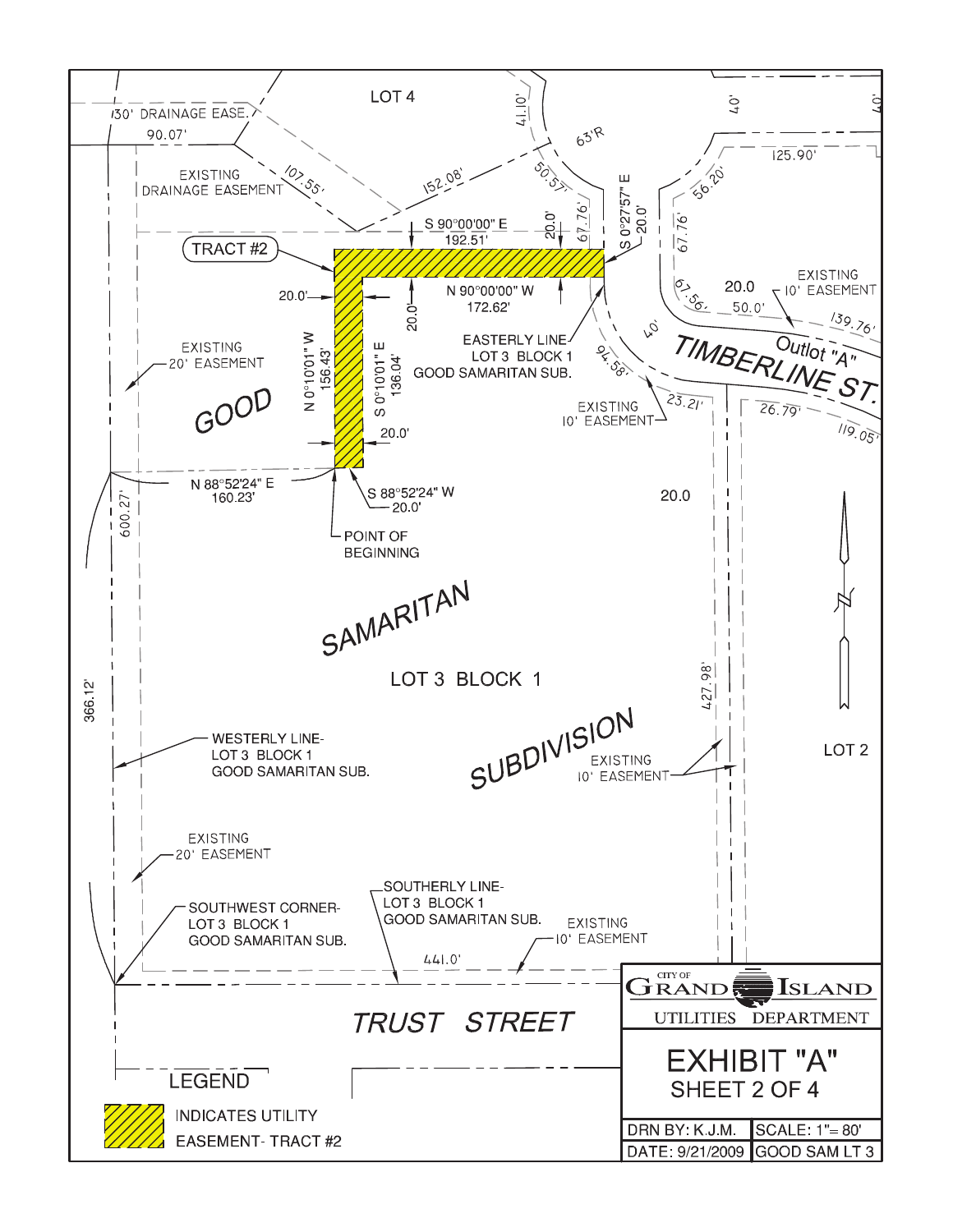LOT 4

30' DRAINAGE EASE.

90.07'

EXISTING DRAINAGE EASEMENT

107.55'

152.08'

41.10'

63'R

50.57'

40'

40'

125.90'

56.20'

S 0°27'57" E

20.0'

67.76'

67.76'

S 90°00'00" E

192.51'

20.0'

TRACT #2

20.0'

N 90°00'00" W

172.62'

20.0'

20.0

67.56'

50.0'

EXISTING 10' EASEMENT

139.76'

Outlot "A"

TIMBERLINE ST.

EXISTING 20' EASEMENT

N 0°10'01" W

156.43'

S 0°10'01" E

136.04'

EASTERLY LINE- LOT 3 BLOCK 1 GOOD SAMARITAN SUB.

94.58'

40'

EXISTING 10' EASEMENT

23.21'

26.79'

119.05'

GOOD

20.0'

N 88°52'24" E

160.23'

S 88°52'24" W

20.0'

20.0

600.27'

POINT OF BEGINNING

SAMARITAN

LOT 3 BLOCK 1

366.12'

427.98'

WESTERLY LINE- LOT 3 BLOCK 1 GOOD SAMARITAN SUB.

SUBDIVISION

EXISTING 10' EASEMENT

LOT 2

EXISTING 20' EASEMENT

SOUTHWEST CORNER- LOT 3 BLOCK 1 GOOD SAMARITAN SUB.

SOUTHERLY LINE- LOT 3 BLOCK 1 GOOD SAMARITAN SUB.

441.0'

EXISTING 10' EASEMENT

TRUST STREET

LEGEND

INDICATES UTILITY EASEMENT- TRACT #2

CITY OF GRAND ISLAND

UTILITIES DEPARTMENT

# EXHIBIT "A"

SHEET 2 OF 4

| DRN BY: K.J.M. | SCALE: 1"= 80' |
|---|---|
| DATE: 9/21/2009 | GOOD SAM LT 3 |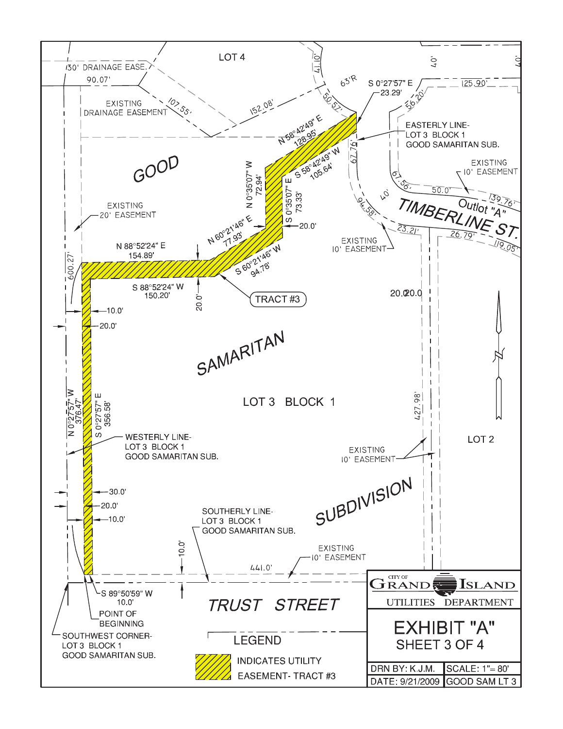LOT 4

30' DRAINAGE EASE.

90.07'

EXISTING DRAINAGE EASEMENT

107.55'

152.08'

41.10'

63'R

50.57'

S 0°27'57" E 23.29'

40'

40'

125.90'

56.20'

N 58°42'49" E 128.95'

S 58°42'49" W 105.64'

EASTERLY LINE- LOT 3 BLOCK 1 GOOD SAMARITAN SUB.

67.76'

EXISTING 10' EASEMENT

GOOD

N 0°35'07" W 72.94'

S 0°35'07" E 73.33'

67.56'

50.0'

139.76'

40'

Outlot "A"

TIMBERLINE ST.

94.58'

EXISTING 20' EASEMENT

N 60°21'46" E 77.93'

20.0'

23.21'

26.79'

119.05'

EXISTING 10' EASEMENT

N 88°52'24" E 154.89'

S 60°21'46" W 94.78'

600.27'

S 88°52'24" W 150.20'

TRACT #3

20.0'

20.0 20.0

10.0'

20.0'

SAMARITAN

LOT 3 BLOCK 1

N 0°27'57" W 376.47'

S 0°27'57" E 356.58'

427.98'

LOT 2

WESTERLY LINE- LOT 3 BLOCK 1 GOOD SAMARITAN SUB.

EXISTING 10' EASEMENT

30.0'

20.0'

10.0'

SUBDIVISION

SOUTHERLY LINE- LOT 3 BLOCK 1 GOOD SAMARITAN SUB.

10.0'

EXISTING 10' EASEMENT

441.0'

S 89°50'59" W 10.0'

TRUST STREET

POINT OF BEGINNING

SOUTHWEST CORNER- LOT 3 BLOCK 1 GOOD SAMARITAN SUB.

LEGEND

INDICATES UTILITY EASEMENT- TRACT #3

CITY OF GRAND ISLAND

UTILITIES DEPARTMENT

EXHIBIT "A"

SHEET 3 OF 4

| DRN BY: K.J.M. | SCALE: 1"= 80' |
| --- | --- |
| DATE: 9/21/2009 | GOOD SAM LT 3 |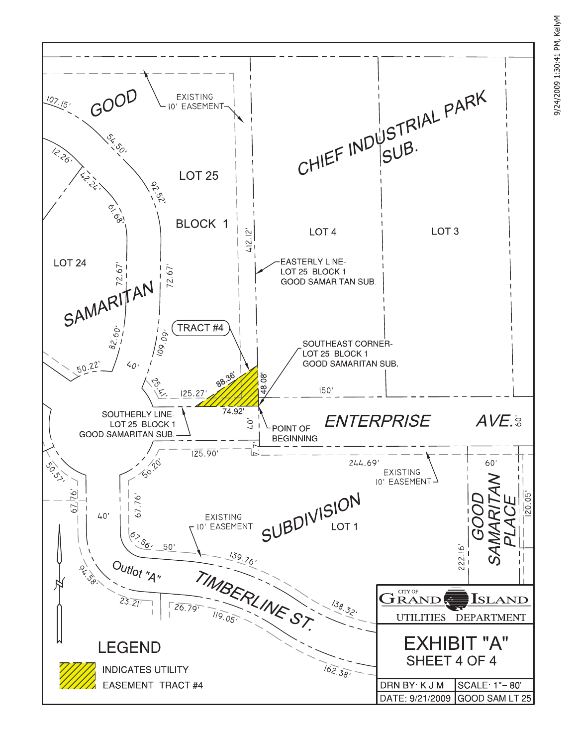GOOD SAMARITAN SUBDIVISION

CHIEF INDUSTRIAL PARK SUB.

LOT 25

BLOCK 1

LOT 24

LOT 4

LOT 3

LOT 1

EXISTING 10' EASEMENT

EASTERLY LINE- LOT 25 BLOCK 1 GOOD SAMARITAN SUB.

TRACT #4

SOUTHEAST CORNER- LOT 25 BLOCK 1 GOOD SAMARITAN SUB.

SOUTHERLY LINE- LOT 25 BLOCK 1 GOOD SAMARITAN SUB.

POINT OF BEGINNING

ENTERPRISE AVE. 60'

GOOD SAMARITAN PLACE

Outlot "A"

TIMBERLINE ST.

107.15'
54.50'
12.26'
42.24'
92.52'
61.68'
412.12'
72.67'
72.67'
82.60'
109.09'
50.22'
40'
25.41'
125.27'
88.36'
48.08'
74.92'
150'
40'
7'
125.90'
244.69'
60'
56.20'
50.57'
67.76'
67.76'
40'
120.05'
67.56'
50'
139.76'
222.16'
94.58'
23.21'
26.79'
119.05'
138.32'
162.38'

N

## LEGEND

INDICATES UTILITY EASEMENT- TRACT #4

CITY OF GRAND ISLAND

UTILITIES DEPARTMENT

# EXHIBIT "A"

SHEET 4 OF 4

| | |
|---|---|
| DRN BY: K.J.M. | SCALE: 1"= 80' |
| DATE: 9/21/2009 | GOOD SAM LT 25 |

9/24/2009 1:30:41 PM, KellyM